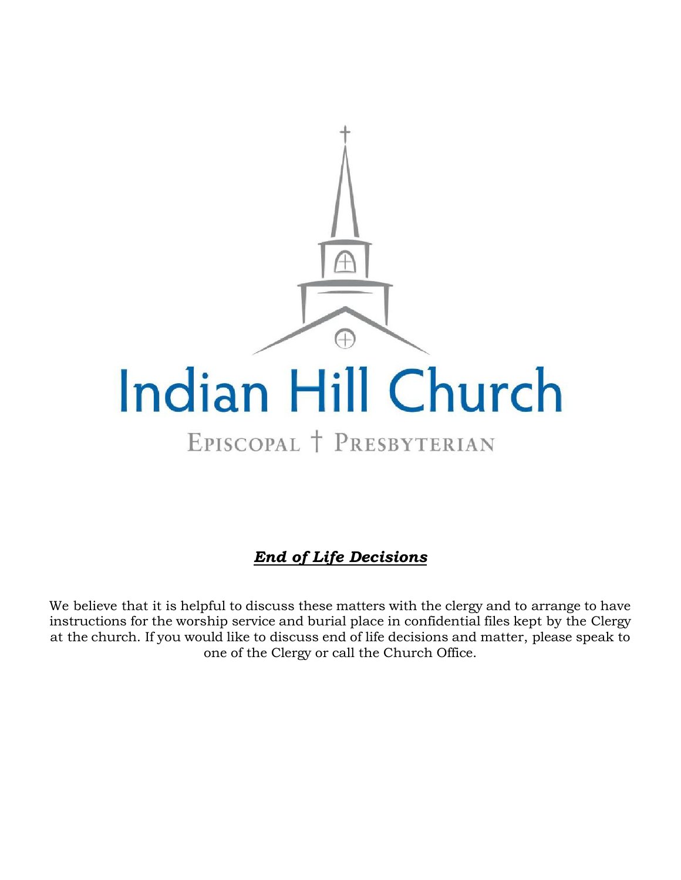# Indian Hill Church

EPISCOPAL † PRESBYTERIAN

## ***End of Life Decisions***

We believe that it is helpful to discuss these matters with the clergy and to arrange to have instructions for the worship service and burial place in confidential files kept by the Clergy at the church. If you would like to discuss end of life decisions and matter, please speak to one of the Clergy or call the Church Office.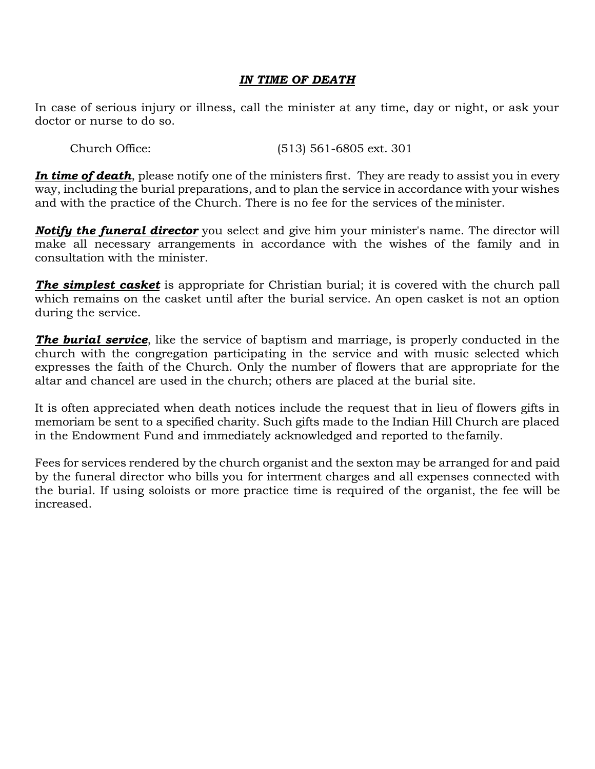## ***IN TIME OF DEATH***

In case of serious injury or illness, call the minister at any time, day or night, or ask your doctor or nurse to do so.

Church Office: (513) 561-6805 ext. 301

***In time of death***, please notify one of the ministers first. They are ready to assist you in every way, including the burial preparations, and to plan the service in accordance with your wishes and with the practice of the Church. There is no fee for the services of the minister.

***Notify the funeral director*** you select and give him your minister's name. The director will make all necessary arrangements in accordance with the wishes of the family and in consultation with the minister.

***The simplest casket*** is appropriate for Christian burial; it is covered with the church pall which remains on the casket until after the burial service. An open casket is not an option during the service.

***The burial service***, like the service of baptism and marriage, is properly conducted in the church with the congregation participating in the service and with music selected which expresses the faith of the Church. Only the number of flowers that are appropriate for the altar and chancel are used in the church; others are placed at the burial site.

It is often appreciated when death notices include the request that in lieu of flowers gifts in memoriam be sent to a specified charity. Such gifts made to the Indian Hill Church are placed in the Endowment Fund and immediately acknowledged and reported to the family.

Fees for services rendered by the church organist and the sexton may be arranged for and paid by the funeral director who bills you for interment charges and all expenses connected with the burial. If using soloists or more practice time is required of the organist, the fee will be increased.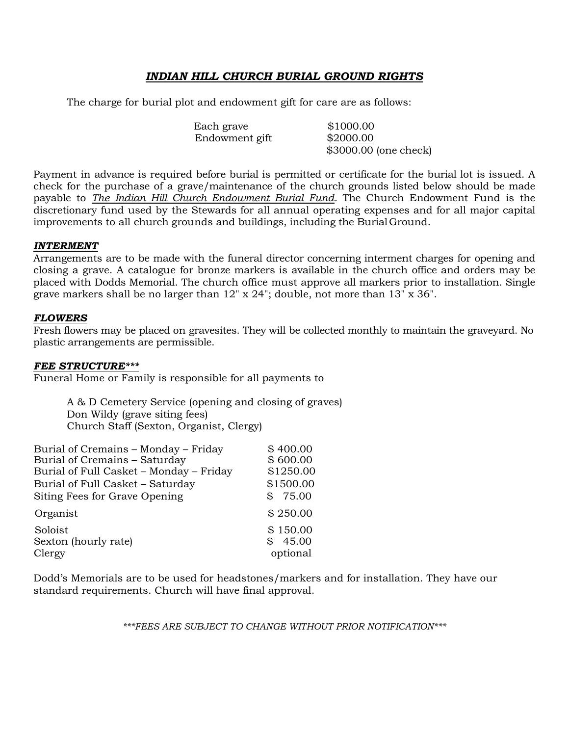## ***INDIAN HILL CHURCH BURIAL GROUND RIGHTS***

The charge for burial plot and endowment gift for care are as follows:

| | |
|---|---|
| Each grave | \$1000.00 |
| Endowment gift | <u>\$2000.00</u> |
| | \$3000.00 (one check) |

Payment in advance is required before burial is permitted or certificate for the burial lot is issued. A check for the purchase of a grave/maintenance of the church grounds listed below should be made payable to ***<u>The Indian Hill Church Endowment Burial Fund</u>***. The Church Endowment Fund is the discretionary fund used by the Stewards for all annual operating expenses and for all major capital improvements to all church grounds and buildings, including the Burial Ground.

***<u>INTERMENT</u>***

Arrangements are to be made with the funeral director concerning interment charges for opening and closing a grave. A catalogue for bronze markers is available in the church office and orders may be placed with Dodds Memorial. The church office must approve all markers prior to installation. Single grave markers shall be no larger than 12" x 24"; double, not more than 13" x 36".

***<u>FLOWERS</u>***

Fresh flowers may be placed on gravesites. They will be collected monthly to maintain the graveyard. No plastic arrangements are permissible.

***<u>FEE STRUCTURE</u>\*\*\****

Funeral Home or Family is responsible for all payments to

A & D Cemetery Service (opening and closing of graves)
Don Wildy (grave siting fees)
Church Staff (Sexton, Organist, Clergy)

| | |
|---|---|
| Burial of Cremains – Monday – Friday | \$ 400.00 |
| Burial of Cremains – Saturday | \$ 600.00 |
| Burial of Full Casket – Monday – Friday | \$1250.00 |
| Burial of Full Casket – Saturday | \$1500.00 |
| Siting Fees for Grave Opening | \$ 75.00 |
| Organist | \$ 250.00 |
| Soloist | \$ 150.00 |
| Sexton (hourly rate) | \$ 45.00 |
| Clergy | optional |

Dodd's Memorials are to be used for headstones/markers and for installation. They have our standard requirements. Church will have final approval.

*\*\*\*FEES ARE SUBJECT TO CHANGE WITHOUT PRIOR NOTIFICATION\*\*\**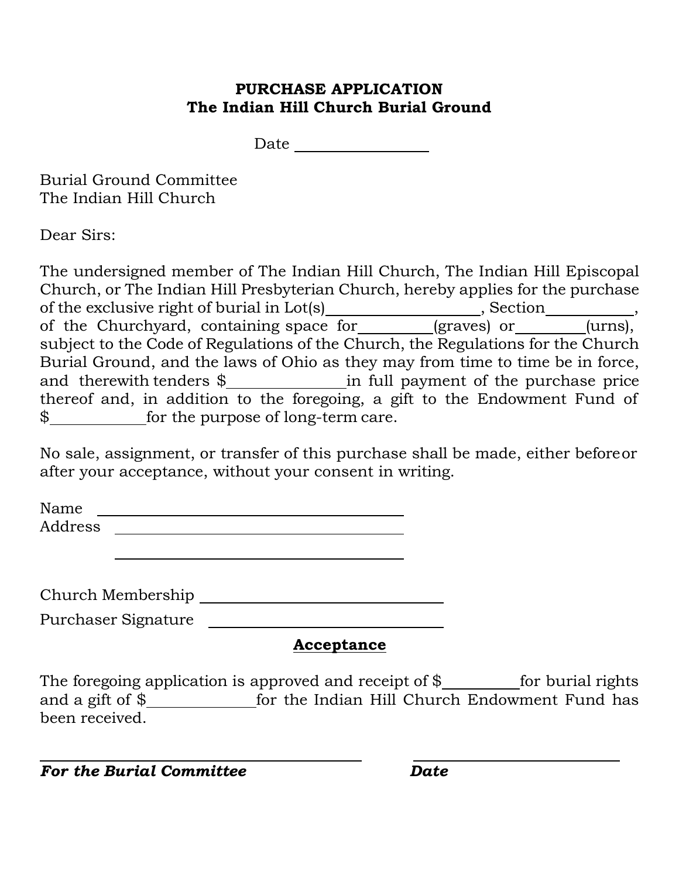**PURCHASE APPLICATION**
**The Indian Hill Church Burial Ground**

Date ________________

Burial Ground Committee
The Indian Hill Church

Dear Sirs:

The undersigned member of The Indian Hill Church, The Indian Hill Episcopal Church, or The Indian Hill Presbyterian Church, hereby applies for the purchase of the exclusive right of burial in Lot(s)__________________, Section__________, of the Churchyard, containing space for_________(graves) or_________(urns), subject to the Code of Regulations of the Church, the Regulations for the Church Burial Ground, and the laws of Ohio as they may from time to time be in force, and therewith tenders $______________in full payment of the purchase price thereof and, in addition to the foregoing, a gift to the Endowment Fund of $____________for the purpose of long-term care.

No sale, assignment, or transfer of this purchase shall be made, either before or after your acceptance, without your consent in writing.

Name ______________________________________

Address ____________________________________

____________________________________

Church Membership ______________________________

Purchaser Signature ______________________________

**Acceptance**

The foregoing application is approved and receipt of $__________for burial rights and a gift of $______________for the Indian Hill Church Endowment Fund has been received.

______________________________________ ______________________________

***For the Burial Committee*** ***Date***